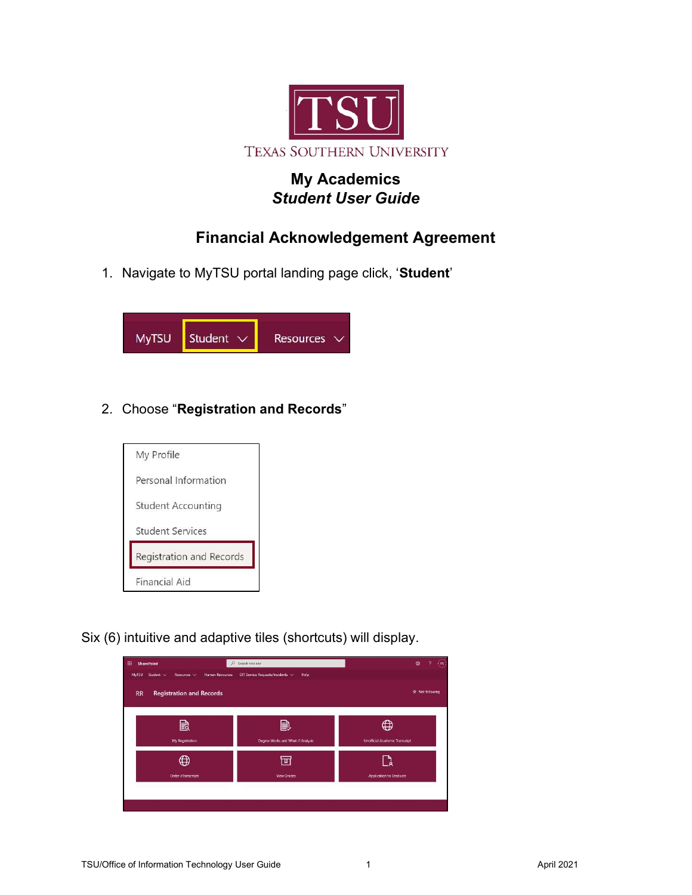# My Academics
## *Student User Guide*

## Financial Acknowledgement Agreement

1. Navigate to MyTSU portal landing page click, '**Student**'

2. Choose "**Registration and Records**"

Six (6) intuitive and adaptive tiles (shortcuts) will display.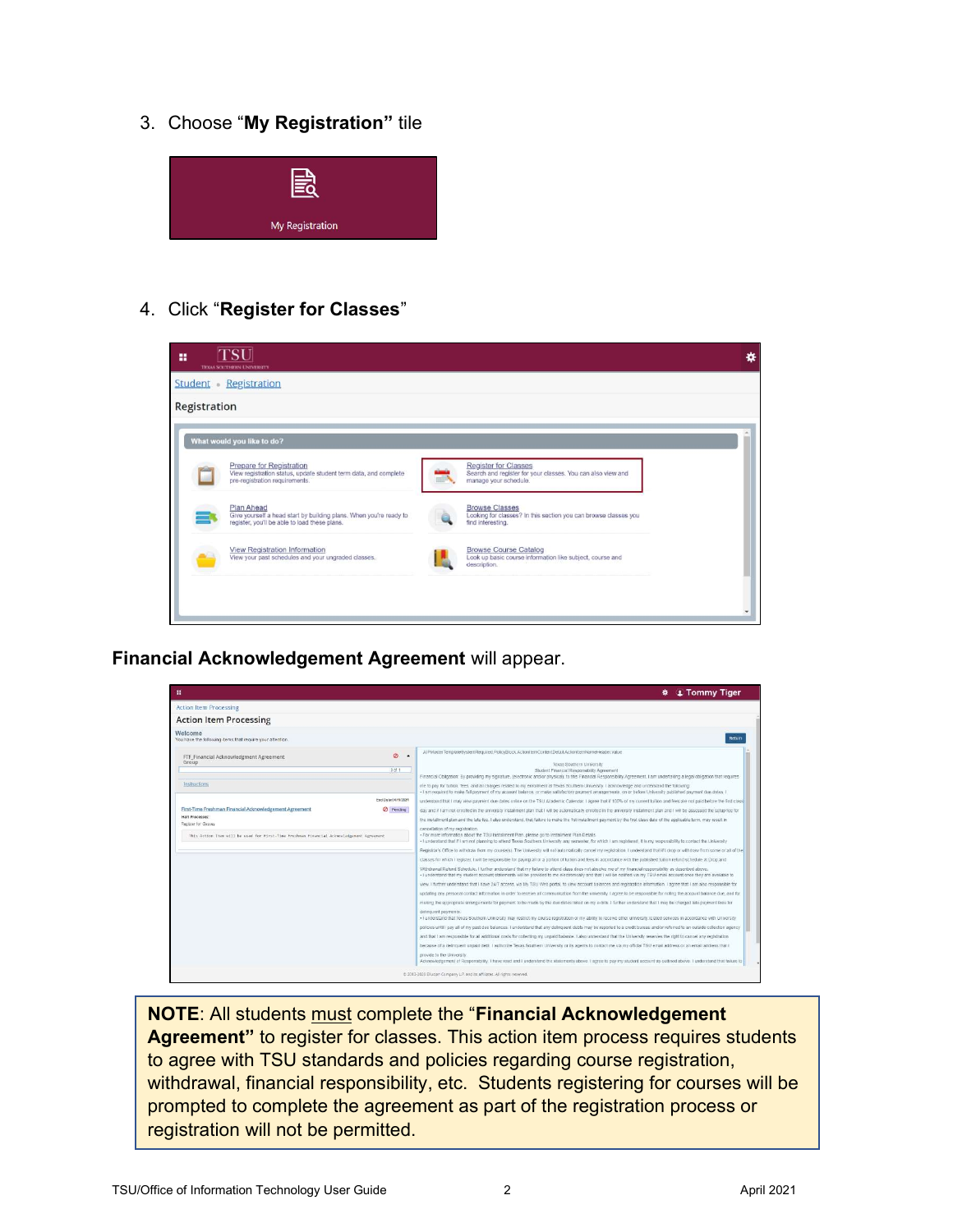3. Choose "**My Registration**" tile

4. Click "**Register for Classes**"

**Financial Acknowledgement Agreement** will appear.

**NOTE**: All students must complete the "**Financial Acknowledgement Agreement"** to register for classes. This action item process requires students to agree with TSU standards and policies regarding course registration, withdrawal, financial responsibility, etc. Students registering for courses will be prompted to complete the agreement as part of the registration process or registration will not be permitted.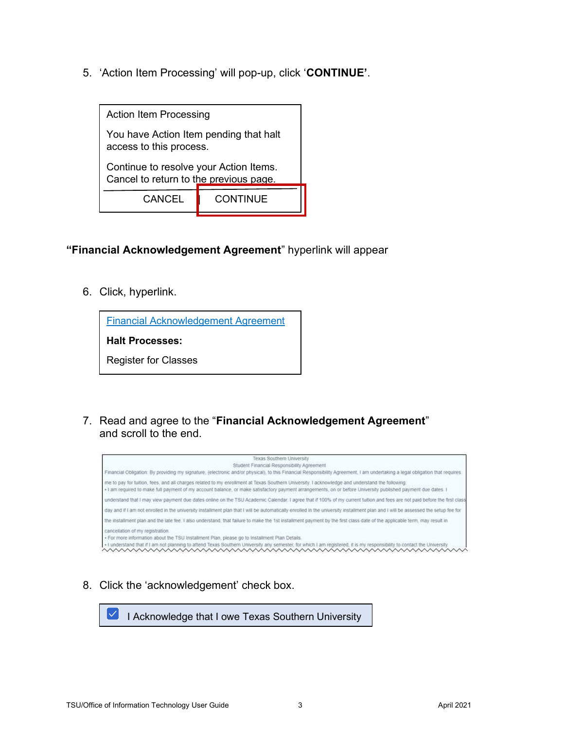5. 'Action Item Processing' will pop-up, click '**CONTINUE**'.

Action Item Processing

You have Action Item pending that halt access to this process.

Continue to resolve your Action Items.
Cancel to return to the previous page.

CANCEL | CONTINUE

"**Financial Acknowledgement Agreement**" hyperlink will appear

6. Click, hyperlink.

[Financial Acknowledgement Agreement]

**Halt Processes:**

Register for Classes

7. Read and agree to the "**Financial Acknowledgement Agreement**" and scroll to the end.

Texas Southern University
Student Financial Responsibility Agreement

Financial Obligation: By providing my signature, (electronic and/or physical), to this Financial Responsibility Agreement, I am undertaking a legal obligation that requires me to pay for tuition, fees, and all charges related to my enrollment at Texas Southern University. I acknowledge and understand the following:

- I am required to make full payment of my account balance, or make satisfactory payment arrangements, on or before University published payment due dates. I understand that I may view payment due dates online on the TSU Academic Calendar. I agree that if 100% of my current tuition and fees are not paid before the first class day and if I am not enrolled in the university installment plan that I will be automatically enrolled in the university installment plan and I will be assessed the setup fee for the installment plan and the late fee. I also understand, that failure to make the 1st installment payment by the first class date of the applicable term, may result in cancellation of my registration.
- For more information about the TSU Installment Plan, please go to Installment Plan Details.
- I understand that if I am not planning to attend Texas Southern University any semester, for which I am registered, it is my responsibility to contact the University

8. Click the 'acknowledgement' check box.

☑ I Acknowledge that I owe Texas Southern University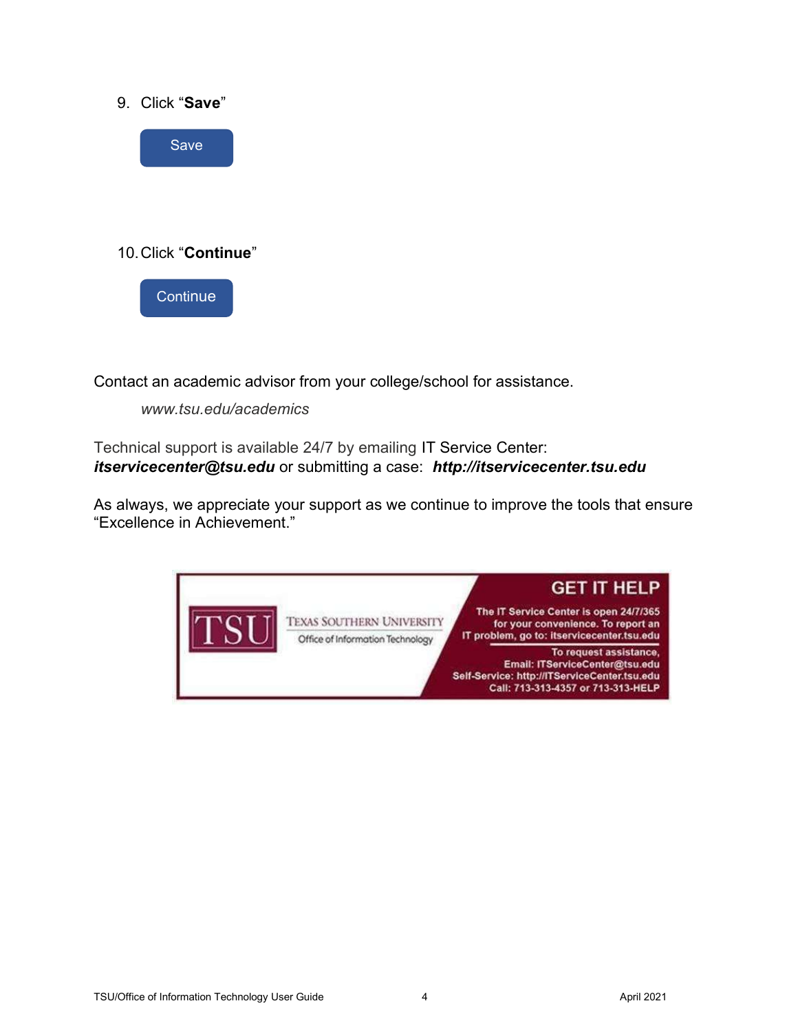9. Click "**Save**"

Save

10. Click "**Continue**"

Continue

Contact an academic advisor from your college/school for assistance.

*www.tsu.edu/academics*

Technical support is available 24/7 by emailing IT Service Center: ***itservicecenter@tsu.edu*** or submitting a case: ***http://itservicecenter.tsu.edu***

As always, we appreciate your support as we continue to improve the tools that ensure "Excellence in Achievement."

TSU

TEXAS SOUTHERN UNIVERSITY

Office of Information Technology

**GET IT HELP**

The IT Service Center is open 24/7/365 for your convenience. To report an IT problem, go to: itservicecenter.tsu.edu

To request assistance,
Email: ITServiceCenter@tsu.edu
Self-Service: http://ITServiceCenter.tsu.edu
Call: 713-313-4357 or 713-313-HELP